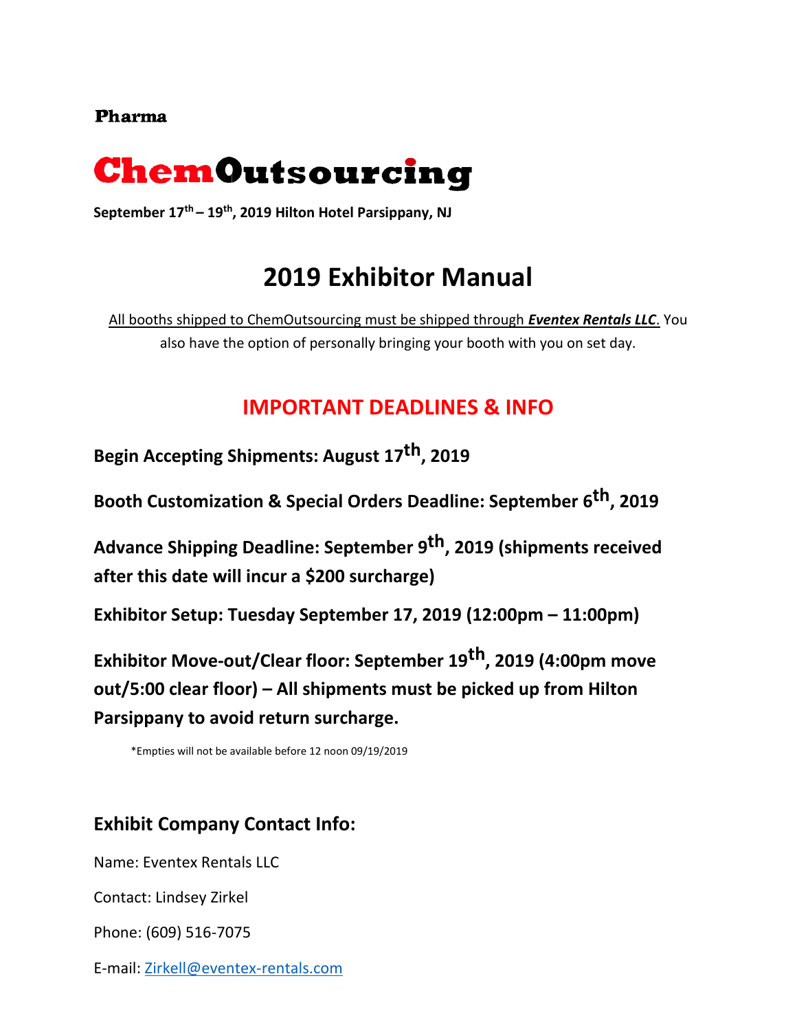**Pharma**

# ChemOutsourcing

**September 17th – 19th, 2019 Hilton Hotel Parsippany, NJ**

# 2019 Exhibitor Manual

All booths shipped to ChemOutsourcing must be shipped through ***Eventex Rentals LLC***. You also have the option of personally bringing your booth with you on set day.

## IMPORTANT DEADLINES & INFO

**Begin Accepting Shipments: August 17th, 2019**

**Booth Customization & Special Orders Deadline: September 6th, 2019**

**Advance Shipping Deadline: September 9th, 2019 (shipments received after this date will incur a $200 surcharge)**

**Exhibitor Setup: Tuesday September 17, 2019 (12:00pm – 11:00pm)**

**Exhibitor Move-out/Clear floor: September 19th, 2019 (4:00pm move out/5:00 clear floor) – All shipments must be picked up from Hilton Parsippany to avoid return surcharge.**

*Empties will not be available before 12 noon 09/19/2019

### Exhibit Company Contact Info:

Name: Eventex Rentals LLC

Contact: Lindsey Zirkel

Phone: (609) 516-7075

E-mail: Zirkell@eventex-rentals.com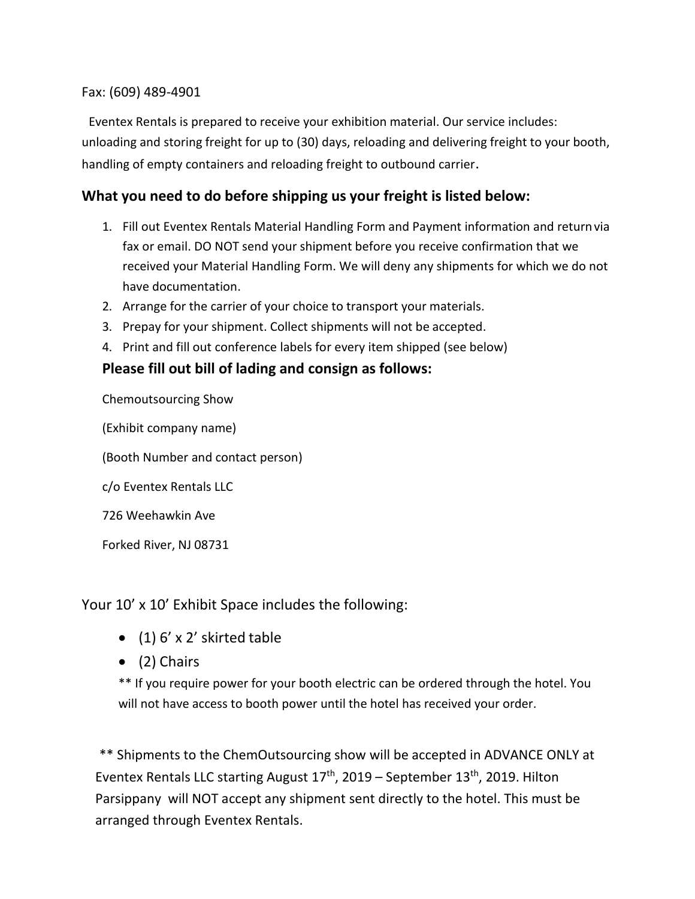Fax: (609) 489-4901

Eventex Rentals is prepared to receive your exhibition material. Our service includes: unloading and storing freight for up to (30) days, reloading and delivering freight to your booth, handling of empty containers and reloading freight to outbound carrier.

## What you need to do before shipping us your freight is listed below:

1. Fill out Eventex Rentals Material Handling Form and Payment information and return via fax or email. DO NOT send your shipment before you receive confirmation that we received your Material Handling Form. We will deny any shipments for which we do not have documentation.
2. Arrange for the carrier of your choice to transport your materials.
3. Prepay for your shipment. Collect shipments will not be accepted.
4. Print and fill out conference labels for every item shipped (see below)

### Please fill out bill of lading and consign as follows:

Chemoutsourcing Show

(Exhibit company name)

(Booth Number and contact person)

c/o Eventex Rentals LLC

726 Weehawkin Ave

Forked River, NJ 08731

Your 10' x 10' Exhibit Space includes the following:

- (1) 6' x 2' skirted table
- (2) Chairs

** If you require power for your booth electric can be ordered through the hotel. You will not have access to booth power until the hotel has received your order.

** Shipments to the ChemOutsourcing show will be accepted in ADVANCE ONLY at Eventex Rentals LLC starting August 17th, 2019 – September 13th, 2019. Hilton Parsippany will NOT accept any shipment sent directly to the hotel. This must be arranged through Eventex Rentals.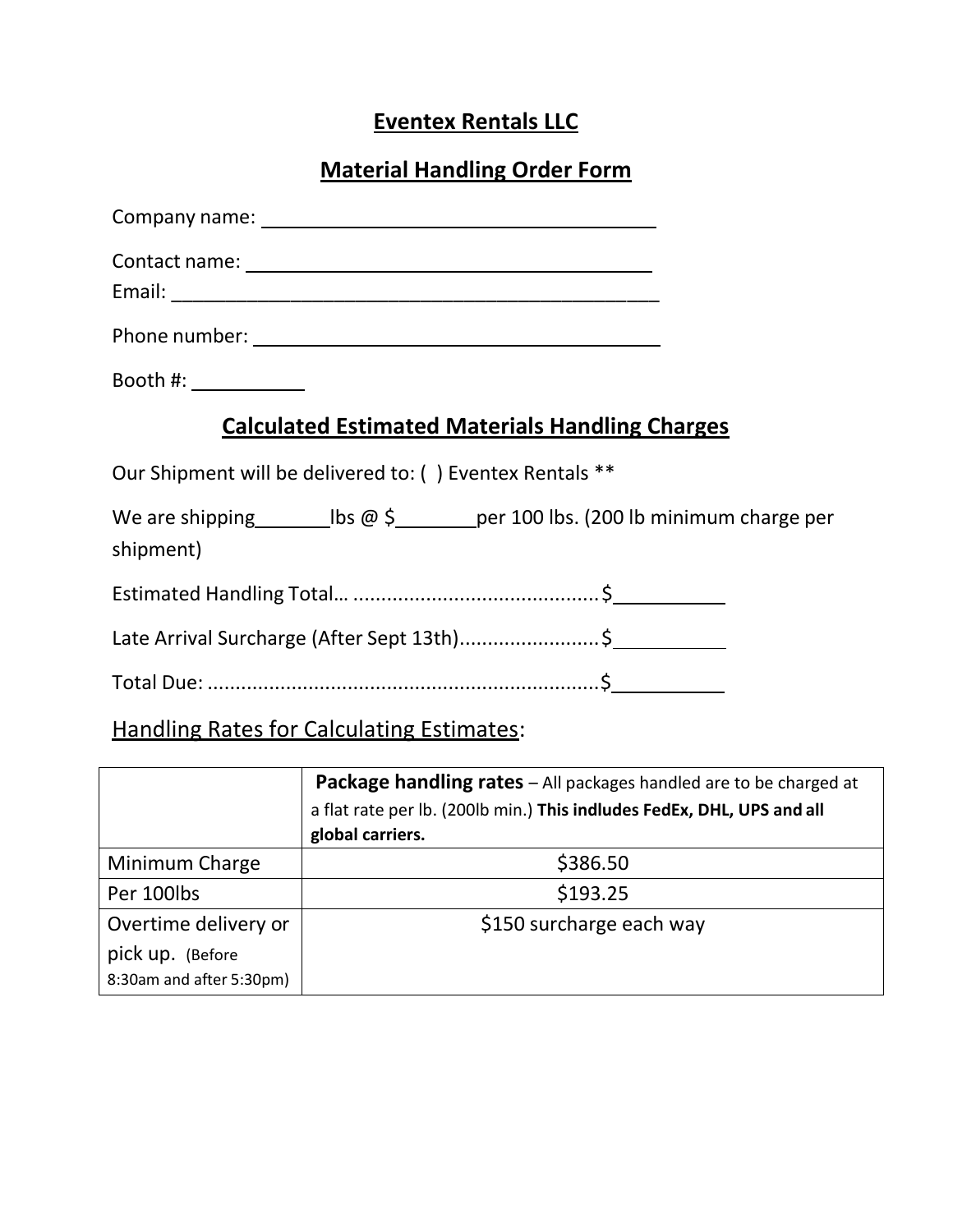# Eventex Rentals LLC

## Material Handling Order Form

Company name: ______________________________________

Contact name: ______________________________________

Email: ______________________________________________

Phone number: ______________________________________

Booth #: __________

## Calculated Estimated Materials Handling Charges

Our Shipment will be delivered to: ( ) Eventex Rentals **

We are shipping_______lbs @ $_______per 100 lbs. (200 lb minimum charge per shipment)

Estimated Handling Total… ...........................................$__________

Late Arrival Surcharge (After Sept 13th).........................$__________

Total Due: ......................................................................$__________

Handling Rates for Calculating Estimates:

| | **Package handling rates** – All packages handled are to be charged at a flat rate per lb. (200lb min.) **This indludes FedEx, DHL, UPS and all global carriers.** |
|---|---|
| Minimum Charge | $386.50 |
| Per 100lbs | $193.25 |
| Overtime delivery or pick up. (Before 8:30am and after 5:30pm) | $150 surcharge each way |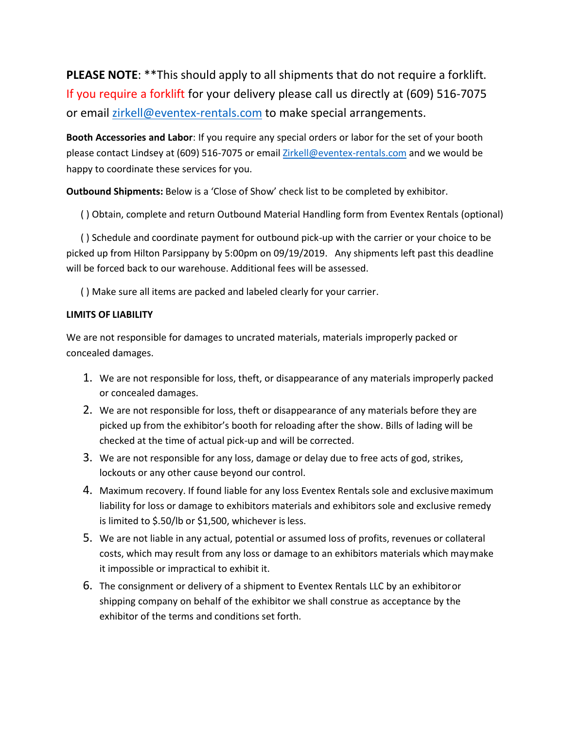**PLEASE NOTE**: **This should apply to all shipments that do not require a forklift. If you require a forklift for your delivery please call us directly at (609) 516-7075 or email zirkell@eventex-rentals.com to make special arrangements.

**Booth Accessories and Labor**: If you require any special orders or labor for the set of your booth please contact Lindsey at (609) 516-7075 or email Zirkell@eventex-rentals.com and we would be happy to coordinate these services for you.

**Outbound Shipments:** Below is a 'Close of Show' check list to be completed by exhibitor.

( ) Obtain, complete and return Outbound Material Handling form from Eventex Rentals (optional)

( ) Schedule and coordinate payment for outbound pick-up with the carrier or your choice to be picked up from Hilton Parsippany by 5:00pm on 09/19/2019. Any shipments left past this deadline will be forced back to our warehouse. Additional fees will be assessed.

( ) Make sure all items are packed and labeled clearly for your carrier.

**LIMITS OF LIABILITY**

We are not responsible for damages to uncrated materials, materials improperly packed or concealed damages.

1. We are not responsible for loss, theft, or disappearance of any materials improperly packed or concealed damages.
2. We are not responsible for loss, theft or disappearance of any materials before they are picked up from the exhibitor's booth for reloading after the show. Bills of lading will be checked at the time of actual pick-up and will be corrected.
3. We are not responsible for any loss, damage or delay due to free acts of god, strikes, lockouts or any other cause beyond our control.
4. Maximum recovery. If found liable for any loss Eventex Rentals sole and exclusive maximum liability for loss or damage to exhibitors materials and exhibitors sole and exclusive remedy is limited to $.50/lb or $1,500, whichever is less.
5. We are not liable in any actual, potential or assumed loss of profits, revenues or collateral costs, which may result from any loss or damage to an exhibitors materials which may make it impossible or impractical to exhibit it.
6. The consignment or delivery of a shipment to Eventex Rentals LLC by an exhibitor or shipping company on behalf of the exhibitor we shall construe as acceptance by the exhibitor of the terms and conditions set forth.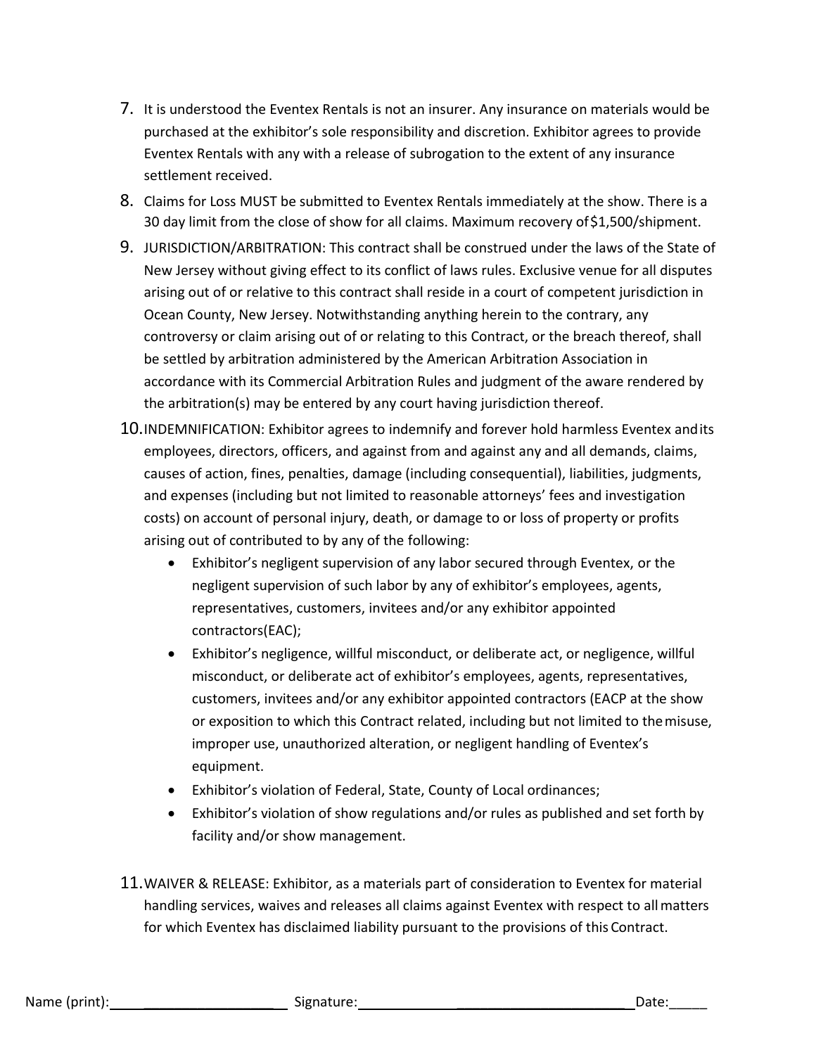7. It is understood the Eventex Rentals is not an insurer. Any insurance on materials would be purchased at the exhibitor's sole responsibility and discretion. Exhibitor agrees to provide Eventex Rentals with any with a release of subrogation to the extent of any insurance settlement received.
8. Claims for Loss MUST be submitted to Eventex Rentals immediately at the show. There is a 30 day limit from the close of show for all claims. Maximum recovery of $1,500/shipment.
9. JURISDICTION/ARBITRATION: This contract shall be construed under the laws of the State of New Jersey without giving effect to its conflict of laws rules. Exclusive venue for all disputes arising out of or relative to this contract shall reside in a court of competent jurisdiction in Ocean County, New Jersey. Notwithstanding anything herein to the contrary, any controversy or claim arising out of or relating to this Contract, or the breach thereof, shall be settled by arbitration administered by the American Arbitration Association in accordance with its Commercial Arbitration Rules and judgment of the aware rendered by the arbitration(s) may be entered by any court having jurisdiction thereof.
10. INDEMNIFICATION: Exhibitor agrees to indemnify and forever hold harmless Eventex and its employees, directors, officers, and against from and against any and all demands, claims, causes of action, fines, penalties, damage (including consequential), liabilities, judgments, and expenses (including but not limited to reasonable attorneys' fees and investigation costs) on account of personal injury, death, or damage to or loss of property or profits arising out of contributed to by any of the following:
    - Exhibitor's negligent supervision of any labor secured through Eventex, or the negligent supervision of such labor by any of exhibitor's employees, agents, representatives, customers, invitees and/or any exhibitor appointed contractors(EAC);
    - Exhibitor's negligence, willful misconduct, or deliberate act, or negligence, willful misconduct, or deliberate act of exhibitor's employees, agents, representatives, customers, invitees and/or any exhibitor appointed contractors (EACP at the show or exposition to which this Contract related, including but not limited to the misuse, improper use, unauthorized alteration, or negligent handling of Eventex's equipment.
    - Exhibitor's violation of Federal, State, County of Local ordinances;
    - Exhibitor's violation of show regulations and/or rules as published and set forth by facility and/or show management.
11. WAIVER & RELEASE: Exhibitor, as a materials part of consideration to Eventex for material handling services, waives and releases all claims against Eventex with respect to all matters for which Eventex has disclaimed liability pursuant to the provisions of this Contract.

Name (print):____________________ Signature:_________________________ Date:_____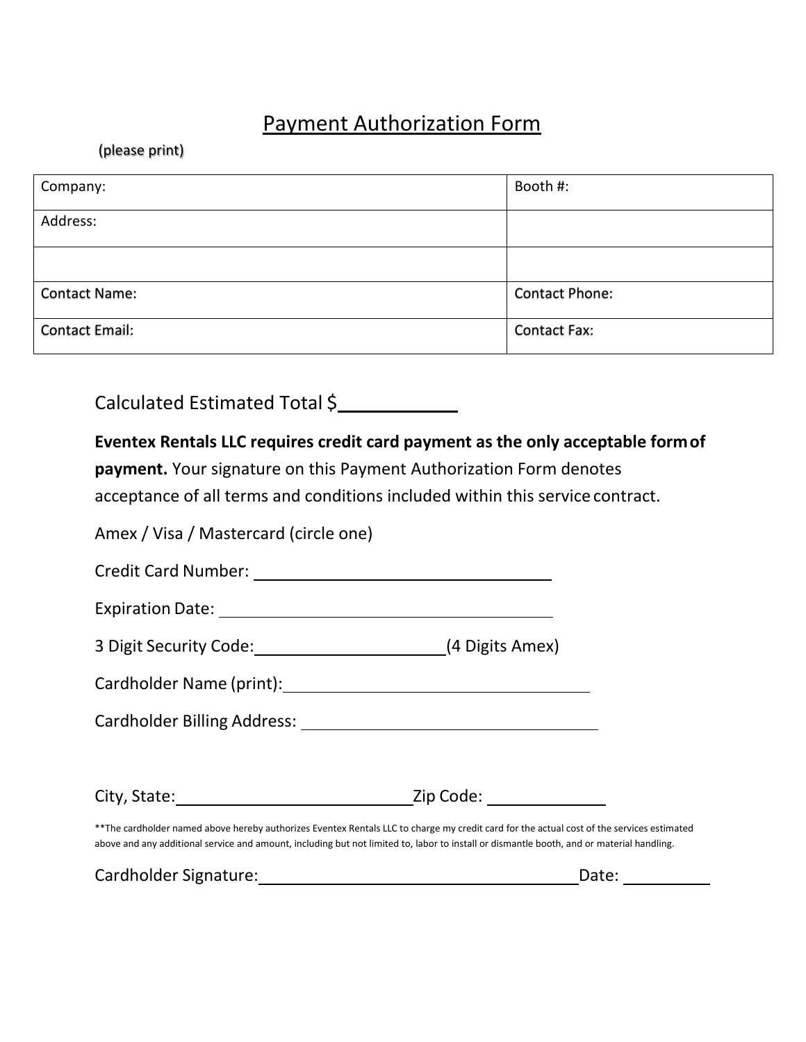# Payment Authorization Form

(please print)

| Company: | Booth #: |
|---|---|
| Address: | |
| | |
| Contact Name: | Contact Phone: |
| Contact Email: | Contact Fax: |

Calculated Estimated Total $\_\_\_\_\_\_\_\_\_\_\_\_

**Eventex Rentals LLC requires credit card payment as the only acceptable form of payment.** Your signature on this Payment Authorization Form denotes acceptance of all terms and conditions included within this service contract.

Amex / Visa / Mastercard (circle one)

Credit Card Number: \_\_\_\_\_\_\_\_\_\_\_\_\_\_\_\_\_\_\_\_\_\_\_\_\_\_\_\_\_\_

Expiration Date: \_\_\_\_\_\_\_\_\_\_\_\_\_\_\_\_\_\_\_\_\_\_\_\_\_\_\_\_\_\_

3 Digit Security Code: \_\_\_\_\_\_\_\_\_\_\_\_\_\_\_\_\_\_\_\_ (4 Digits Amex)

Cardholder Name (print): \_\_\_\_\_\_\_\_\_\_\_\_\_\_\_\_\_\_\_\_\_\_\_\_\_\_\_\_\_\_

Cardholder Billing Address: \_\_\_\_\_\_\_\_\_\_\_\_\_\_\_\_\_\_\_\_\_\_\_\_\_\_\_\_\_\_

City, State: \_\_\_\_\_\_\_\_\_\_\_\_\_\_\_\_\_\_\_\_\_\_\_\_ Zip Code: \_\_\_\_\_\_\_\_\_\_\_\_

**The cardholder named above hereby authorizes Eventex Rentals LLC to charge my credit card for the actual cost of the services estimated above and any additional service and amount, including but not limited to, labor to install or dismantle booth, and or material handling.

Cardholder Signature: \_\_\_\_\_\_\_\_\_\_\_\_\_\_\_\_\_\_\_\_\_\_\_\_\_\_\_\_\_\_ Date: \_\_\_\_\_\_\_\_\_\_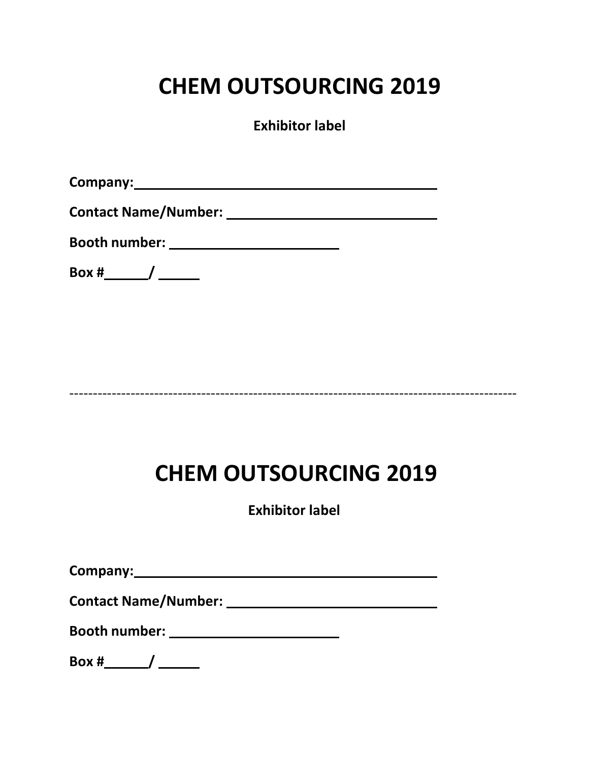# CHEM OUTSOURCING 2019

**Exhibitor label**

**Company:** ______________________________________

**Contact Name/Number:** ___________________________

**Booth number:** ______________________

**Box #**______/ _____

-----------------------------------------------------------------------------------------------

# CHEM OUTSOURCING 2019

**Exhibitor label**

**Company:** ______________________________________

**Contact Name/Number:** ___________________________

**Booth number:** ______________________

**Box #**______/ _____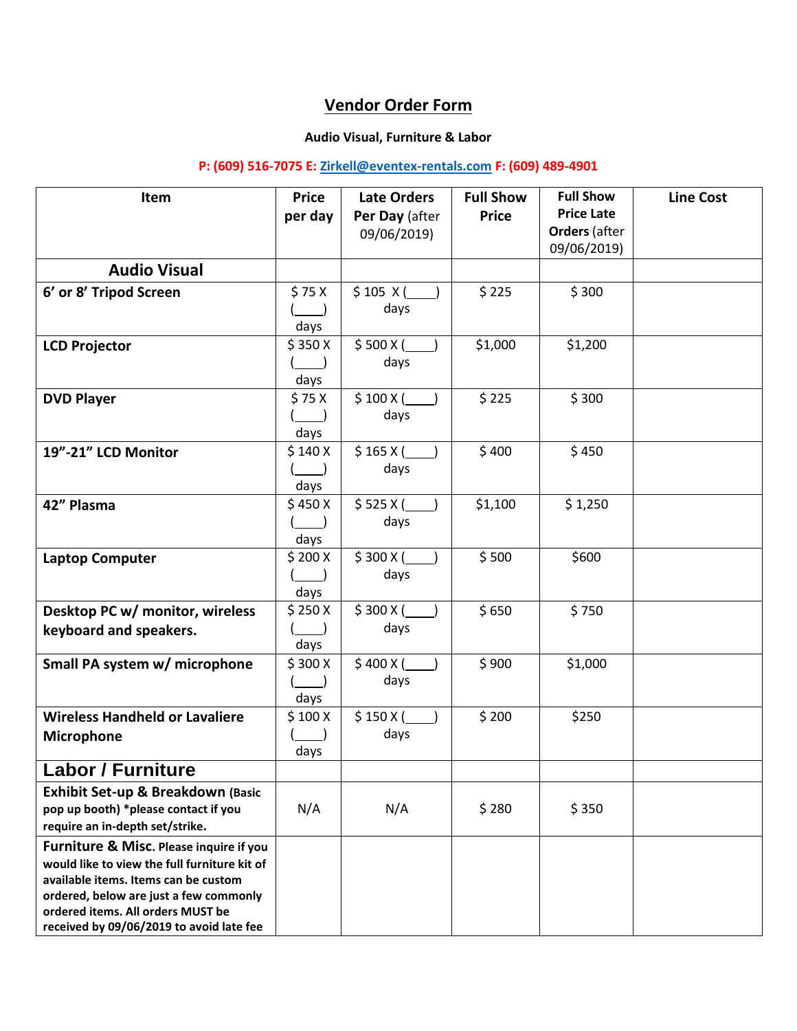# Vendor Order Form

**Audio Visual, Furniture & Labor**

**P: (609) 516-7075 E: Zirkell@eventex-rentals.com F: (609) 489-4901**

| Item | Price per day | Late Orders Per Day (after 09/06/2019) | Full Show Price | Full Show Price Late Orders (after 09/06/2019) | Line Cost |
|---|---|---|---|---|---|
| **Audio Visual** | | | | | |
| **6' or 8' Tripod Screen** | $ 75 X (____) days | $ 105 X (____) days | $ 225 | $ 300 | |
| **LCD Projector** | $ 350 X (____) days | $ 500 X (____) days | $1,000 | $1,200 | |
| **DVD Player** | $ 75 X (____) days | $ 100 X (____) days | $ 225 | $ 300 | |
| **19"-21" LCD Monitor** | $ 140 X (____) days | $ 165 X (____) days | $ 400 | $ 450 | |
| **42" Plasma** | $ 450 X (____) days | $ 525 X (____) days | $1,100 | $ 1,250 | |
| **Laptop Computer** | $ 200 X (____) days | $ 300 X (____) days | $ 500 | $600 | |
| **Desktop PC w/ monitor, wireless keyboard and speakers.** | $ 250 X (____) days | $ 300 X (____) days | $ 650 | $ 750 | |
| **Small PA system w/ microphone** | $ 300 X (____) days | $ 400 X (____) days | $ 900 | $1,000 | |
| **Wireless Handheld or Lavaliere Microphone** | $ 100 X (____) days | $ 150 X (____) days | $ 200 | $250 | |
| **Labor / Furniture** | | | | | |
| **Exhibit Set-up & Breakdown** (Basic pop up booth) *please contact if you require an in-depth set/strike. | N/A | N/A | $ 280 | $ 350 | |
| **Furniture & Misc.** Please inquire if you would like to view the full furniture kit of available items. Items can be custom ordered, below are just a few commonly ordered items. All orders MUST be received by 09/06/2019 to avoid late fee | | | | | |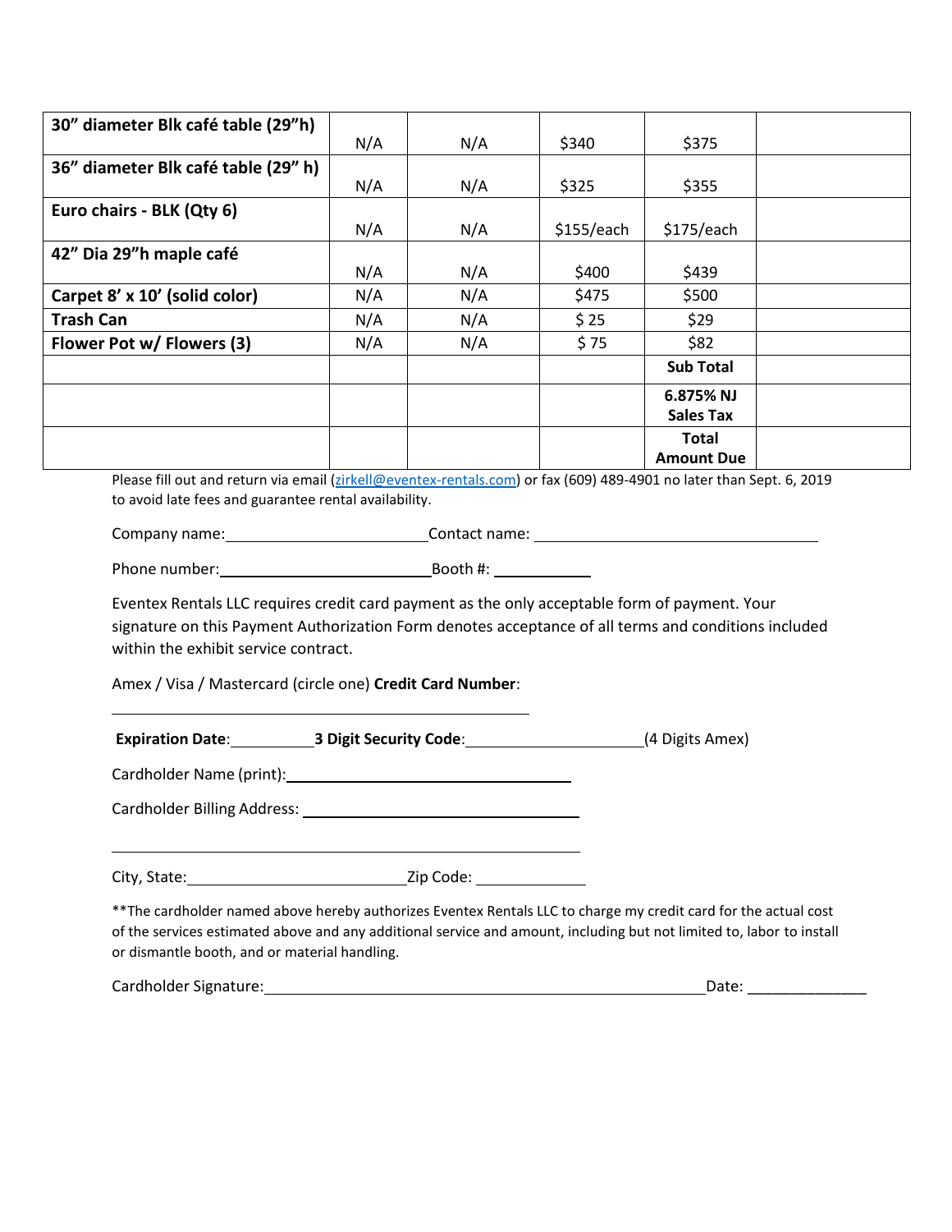| | | | | | |
|---|---|---|---|---|---|
| **30" diameter Blk café table (29"h)** | N/A | N/A | $340 | $375 | |
| **36" diameter Blk café table (29" h)** | N/A | N/A | $325 | $355 | |
| **Euro chairs - BLK (Qty 6)** | N/A | N/A | $155/each | $175/each | |
| **42" Dia 29"h maple café** | N/A | N/A | $400 | $439 | |
| **Carpet 8' x 10' (solid color)** | N/A | N/A | $475 | $500 | |
| **Trash Can** | N/A | N/A | $ 25 | $29 | |
| **Flower Pot w/ Flowers (3)** | N/A | N/A | $ 75 | $82 | |
| | | | | **Sub Total** | |
| | | | | **6.875% NJ Sales Tax** | |
| | | | | **Total Amount Due** | |

Please fill out and return via email (zirkell@eventex-rentals.com) or fax (609) 489-4901 no later than Sept. 6, 2019 to avoid late fees and guarantee rental availability.

Company name:________________________ Contact name: ___________________________________

Phone number:__________________________ Booth #: ____________

Eventex Rentals LLC requires credit card payment as the only acceptable form of payment. Your signature on this Payment Authorization Form denotes acceptance of all terms and conditions included within the exhibit service contract.

Amex / Visa / Mastercard (circle one) **Credit Card Number**:

___________________________________________________

**Expiration Date**:__________ **3 Digit Security Code**:______________________(4 Digits Amex)

Cardholder Name (print):___________________________________

Cardholder Billing Address: ___________________________________

___________________________________________________________

City, State:__________________________Zip Code: _____________

**The cardholder named above hereby authorizes Eventex Rentals LLC to charge my credit card for the actual cost of the services estimated above and any additional service and amount, including but not limited to, labor to install or dismantle booth, and or material handling.

Cardholder Signature:_______________________________________________________Date: ______________